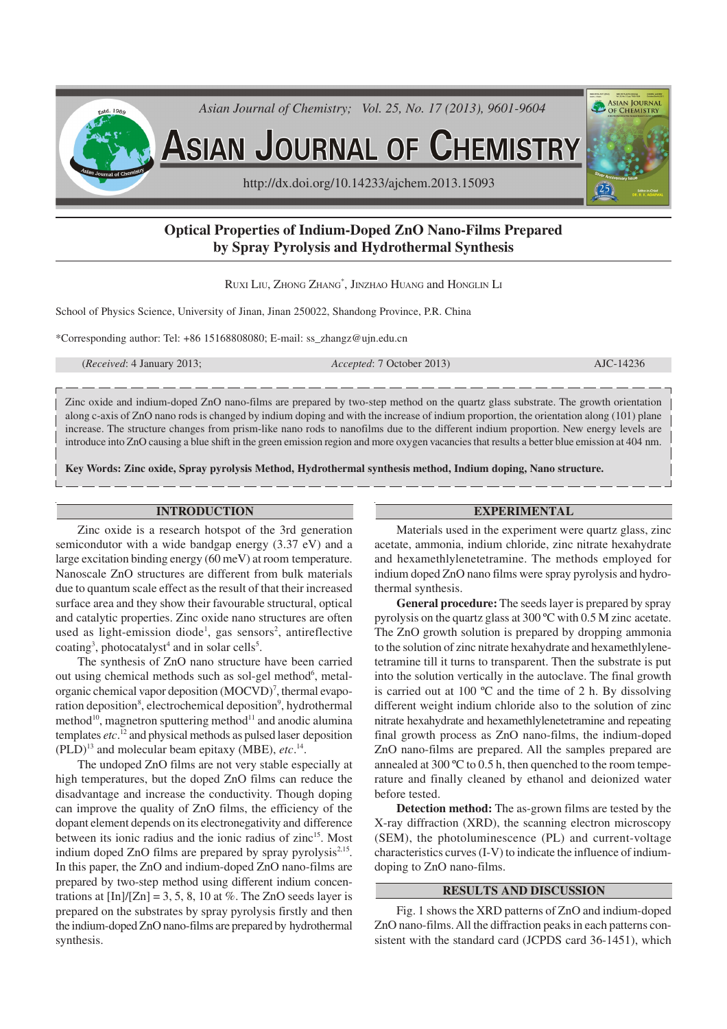# Optical Properties of Indium-Doped ZnO Nano-Films Prepared by Spray Pyrolysis and Hydrothermal Synthesis

RUXI LIU, ZHONG ZHANG*, JINZHAO HUANG and HONGLIN LI

School of Physics Science, University of Jinan, Jinan 250022, Shandong Province, P.R. China

*Corresponding author: Tel: +86 15168808080; E-mail: ss_zhangz@ujn.edu.cn

(*Received*: 4 January 2013; *Accepted*: 7 October 2013) AJC-14236

Zinc oxide and indium-doped ZnO nano-films are prepared by two-step method on the quartz glass substrate. The growth orientation along c-axis of ZnO nano rods is changed by indium doping and with the increase of indium proportion, the orientation along (101) plane increase. The structure changes from prism-like nano rods to nanofilms due to the different indium proportion. New energy levels are introduce into ZnO causing a blue shift in the green emission region and more oxygen vacancies that results a better blue emission at 404 nm.

**Key Words: Zinc oxide, Spray pyrolysis Method, Hydrothermal synthesis method, Indium doping, Nano structure.**

## INTRODUCTION

Zinc oxide is a research hotspot of the 3rd generation semiconductor with a wide bandgap energy (3.37 eV) and a large excitation binding energy (60 meV) at room temperature. Nanoscale ZnO structures are different from bulk materials due to quantum scale effect as the result of that their increased surface area and they show their favourable structural, optical and catalytic properties. Zinc oxide nano structures are often used as light-emission diode[1], gas sensors[2], antireflective coating[3], photocatalyst[4] and in solar cells[5].

The synthesis of ZnO nano structure have been carried out using chemical methods such as sol-gel method[6], metal-organic chemical vapor deposition (MOCVD)[7], thermal evaporation deposition[8], electrochemical deposition[9], hydrothermal method[10], magnetron sputtering method[11] and anodic alumina templates *etc.*[12] and physical methods as pulsed laser deposition (PLD)[13] and molecular beam epitaxy (MBE), *etc.*[14].

The undoped ZnO films are not very stable especially at high temperatures, but the doped ZnO films can reduce the disadvantage and increase the conductivity. Though doping can improve the quality of ZnO films, the efficiency of the dopant element depends on its electronegativity and difference between its ionic radius and the ionic radius of zinc[15]. Most indium doped ZnO films are prepared by spray pyrolysis[2,15]. In this paper, the ZnO and indium-doped ZnO nano-films are prepared by two-step method using different indium concentrations at [In]/[Zn] = 3, 5, 8, 10 at %. The ZnO seeds layer is prepared on the substrates by spray pyrolysis firstly and then the indium-doped ZnO nano-films are prepared by hydrothermal synthesis.

## EXPERIMENTAL

Materials used in the experiment were quartz glass, zinc acetate, ammonia, indium chloride, zinc nitrate hexahydrate and hexamethlylenetetramine. The methods employed for indium doped ZnO nano films were spray pyrolysis and hydrothermal synthesis.

**General procedure:** The seeds layer is prepared by spray pyrolysis on the quartz glass at 300 ºC with 0.5 M zinc acetate. The ZnO growth solution is prepared by dropping ammonia to the solution of zinc nitrate hexahydrate and hexamethlylenetetramine till it turns to transparent. Then the substrate is put into the solution vertically in the autoclave. The final growth is carried out at 100 ºC and the time of 2 h. By dissolving different weight indium chloride also to the solution of zinc nitrate hexahydrate and hexamethlylenetetramine and repeating final growth process as ZnO nano-films, the indium-doped ZnO nano-films are prepared. All the samples prepared are annealed at 300 ºC to 0.5 h, then quenched to the room temperature and finally cleaned by ethanol and deionized water before tested.

**Detection method:** The as-grown films are tested by the X-ray diffraction (XRD), the scanning electron microscopy (SEM), the photoluminescence (PL) and current-voltage characteristics curves (I-V) to indicate the influence of indium-doping to ZnO nano-films.

## RESULTS AND DISCUSSION

Fig. 1 shows the XRD patterns of ZnO and indium-doped ZnO nano-films. All the diffraction peaks in each patterns consistent with the standard card (JCPDS card 36-1451), which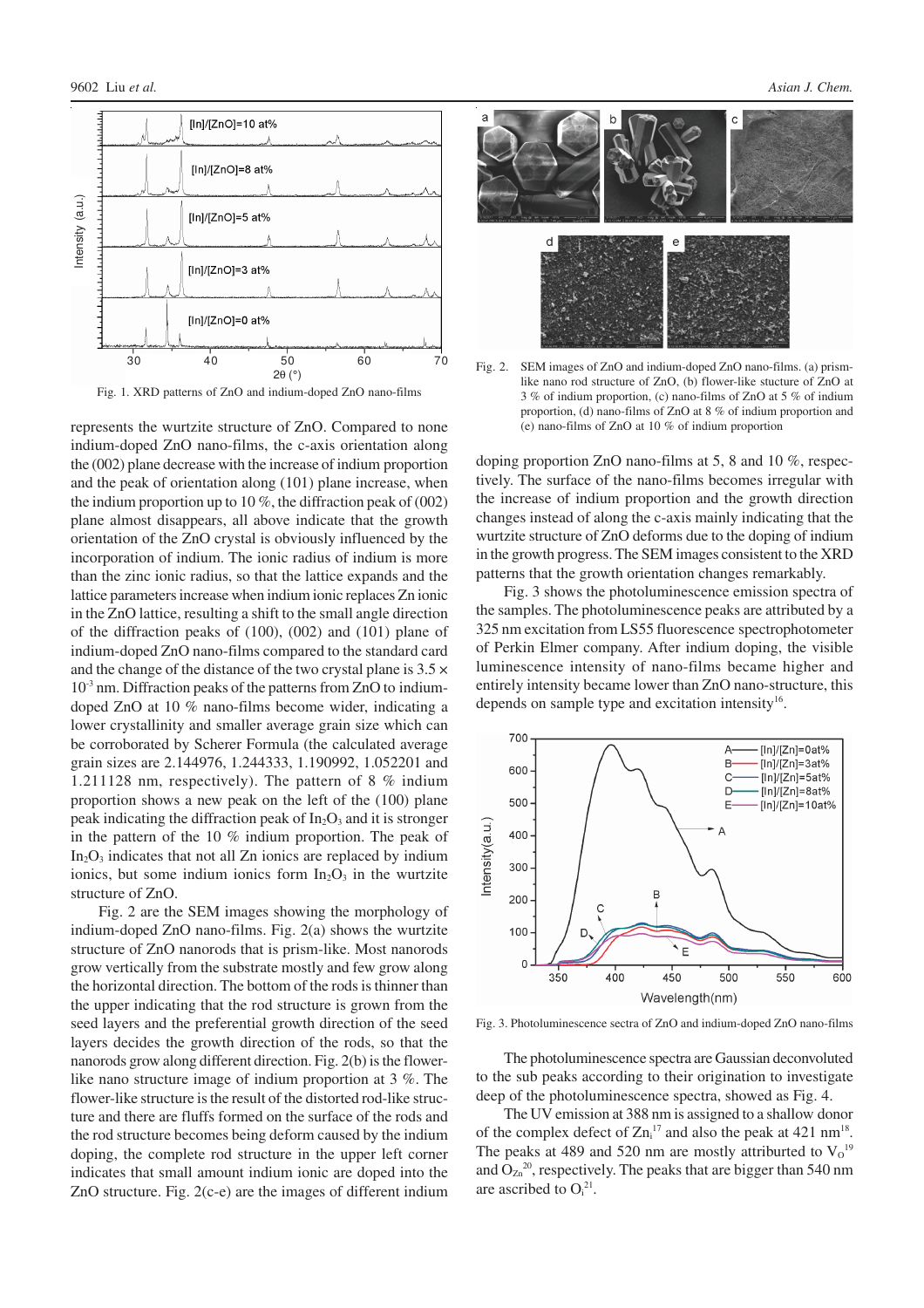Fig. 1. XRD patterns of ZnO and indium-doped ZnO nano-films

represents the wurtzite structure of ZnO. Compared to none indium-doped ZnO nano-films, the c-axis orientation along the (002) plane decrease with the increase of indium proportion and the peak of orientation along (101) plane increase, when the indium proportion up to 10 %, the diffraction peak of (002) plane almost disappears, all above indicate that the growth orientation of the ZnO crystal is obviously influenced by the incorporation of indium. The ionic radius of indium is more than the zinc ionic radius, so that the lattice expands and the lattice parameters increase when indium ionic replaces Zn ionic in the ZnO lattice, resulting a shift to the small angle direction of the diffraction peaks of (100), (002) and (101) plane of indium-doped ZnO nano-films compared to the standard card and the change of the distance of the two crystal plane is $3.5 \times 10^{-3}$ nm. Diffraction peaks of the patterns from ZnO to indium-doped ZnO at 10 % nano-films become wider, indicating a lower crystallinity and smaller average grain size which can be corroborated by Scherer Formula (the calculated average grain sizes are 2.144976, 1.244333, 1.190992, 1.052201 and 1.211128 nm, respectively). The pattern of 8 % indium proportion shows a new peak on the left of the (100) plane peak indicating the diffraction peak of $In_2O_3$ and it is stronger in the pattern of the 10 % indium proportion. The peak of $In_2O_3$ indicates that not all Zn ionics are replaced by indium ionics, but some indium ionics form $In_2O_3$ in the wurtzite structure of ZnO.

Fig. 2 are the SEM images showing the morphology of indium-doped ZnO nano-films. Fig. 2(a) shows the wurtzite structure of ZnO nanorods that is prism-like. Most nanorods grow vertically from the substrate mostly and few grow along the horizontal direction. The bottom of the rods is thinner than the upper indicating that the rod structure is grown from the seed layers and the preferential growth direction of the seed layers decides the growth direction of the rods, so that the nanorods grow along different direction. Fig. 2(b) is the flower-like nano structure image of indium proportion at 3 %. The flower-like structure is the result of the distorted rod-like structure and there are fluffs formed on the surface of the rods and the rod structure becomes being deform caused by the indium doping, the complete rod structure in the upper left corner indicates that small amount indium ionic are doped into the ZnO structure. Fig. 2(c-e) are the images of different indium doping proportion ZnO nano-films at 5, 8 and 10 %, respectively. The surface of the nano-films becomes irregular with the increase of indium proportion and the growth direction changes instead of along the c-axis mainly indicating that the wurtzite structure of ZnO deforms due to the doping of indium in the growth progress. The SEM images consistent to the XRD patterns that the growth orientation changes remarkably.

Fig. 2. SEM images of ZnO and indium-doped ZnO nano-films. (a) prism-like nano rod structure of ZnO, (b) flower-like stucture of ZnO at 3 % of indium proportion, (c) nano-films of ZnO at 5 % of indium proportion, (d) nano-films of ZnO at 8 % of indium proportion and (e) nano-films of ZnO at 10 % of indium proportion

Fig. 3 shows the photoluminescence emission spectra of the samples. The photoluminescence peaks are attributed by a 325 nm excitation from LS55 fluorescence spectrophotometer of Perkin Elmer company. After indium doping, the visible luminescence intensity of nano-films became higher and entirely intensity became lower than ZnO nano-structure, this depends on sample type and excitation intensity[16].

Fig. 3. Photoluminescence sectra of ZnO and indium-doped ZnO nano-films

The photoluminescence spectra are Gaussian deconvoluted to the sub peaks according to their origination to investigate deep of the photoluminescence spectra, showed as Fig. 4.

The UV emission at 388 nm is assigned to a shallow donor of the complex defect of $Zn_i$[17] and also the peak at 421 nm[18]. The peaks at 489 and 520 nm are mostly attributed to $V_O$[19] and $O_{Zn}$[20], respectively. The peaks that are bigger than 540 nm are ascribed to $O_i$[21].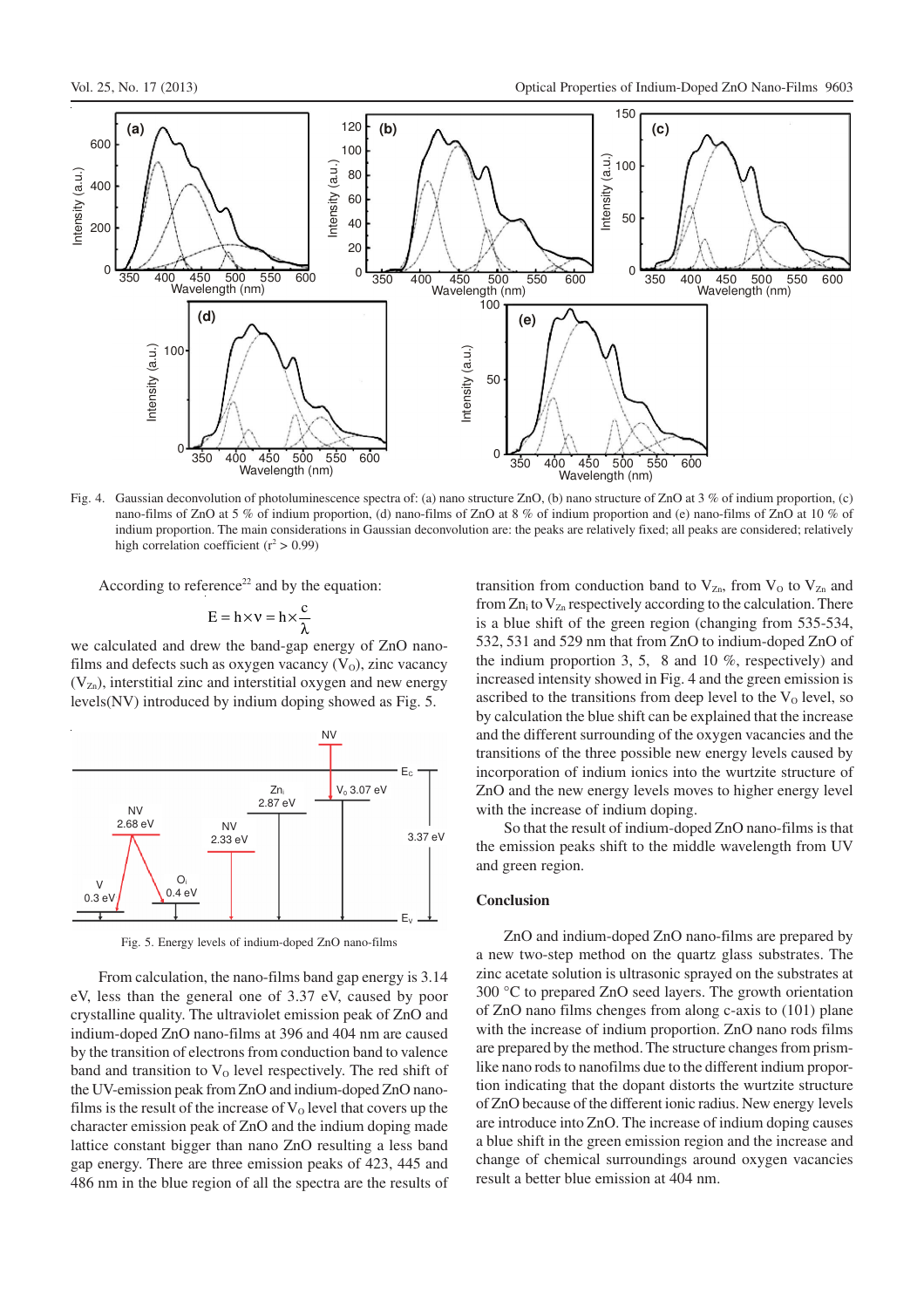Fig. 4. Gaussian deconvolution of photoluminescence spectra of: (a) nano structure ZnO, (b) nano structure of ZnO at 3 % of indium proportion, (c) nano-films of ZnO at 5 % of indium proportion, (d) nano-films of ZnO at 8 % of indium proportion and (e) nano-films of ZnO at 10 % of indium proportion. The main considerations in Gaussian deconvolution are: the peaks are relatively fixed; all peaks are considered; relatively high correlation coefficient ($r^2 > 0.99$)

According to reference[22] and by the equation:

$$E = h \times \nu = h \times \frac{c}{\lambda}$$

we calculated and drew the band-gap energy of ZnO nano-films and defects such as oxygen vacancy ($V_O$), zinc vacancy ($V_{Zn}$), interstitial zinc and interstitial oxygen and new energy levels(NV) introduced by indium doping showed as Fig. 5.

Fig. 5. Energy levels of indium-doped ZnO nano-films

From calculation, the nano-films band gap energy is 3.14 eV, less than the general one of 3.37 eV, caused by poor crystalline quality. The ultraviolet emission peak of ZnO and indium-doped ZnO nano-films at 396 and 404 nm are caused by the transition of electrons from conduction band to valence band and transition to $V_O$ level respectively. The red shift of the UV-emission peak from ZnO and indium-doped ZnO nano-films is the result of the increase of $V_O$ level that covers up the character emission peak of ZnO and the indium doping made lattice constant bigger than nano ZnO resulting a less band gap energy. There are three emission peaks of 423, 445 and 486 nm in the blue region of all the spectra are the results of transition from conduction band to $V_{Zn}$, from $V_O$ to $V_{Zn}$ and from $Zn_i$ to $V_{Zn}$ respectively according to the calculation. There is a blue shift of the green region (changing from 535-534, 532, 531 and 529 nm that from ZnO to indium-doped ZnO of the indium proportion 3, 5, 8 and 10 %, respectively) and increased intensity showed in Fig. 4 and the green emission is ascribed to the transitions from deep level to the $V_O$ level, so by calculation the blue shift can be explained that the increase and the different surrounding of the oxygen vacancies and the transitions of the three possible new energy levels caused by incorporation of indium ionics into the wurtzite structure of ZnO and the new energy levels moves to higher energy level with the increase of indium doping.

So that the result of indium-doped ZnO nano-films is that the emission peaks shift to the middle wavelength from UV and green region.

## Conclusion

ZnO and indium-doped ZnO nano-films are prepared by a new two-step method on the quartz glass substrates. The zinc acetate solution is ultrasonic sprayed on the substrates at 300 °C to prepared ZnO seed layers. The growth orientation of ZnO nano films chenges from along c-axis to (101) plane with the increase of indium proportion. ZnO nano rods films are prepared by the method. The structure changes from prism-like nano rods to nanofilms due to the different indium proportion indicating that the dopant distorts the wurtzite structure of ZnO because of the different ionic radius. New energy levels are introduce into ZnO. The increase of indium doping causes a blue shift in the green emission region and the increase and change of chemical surroundings around oxygen vacancies result a better blue emission at 404 nm.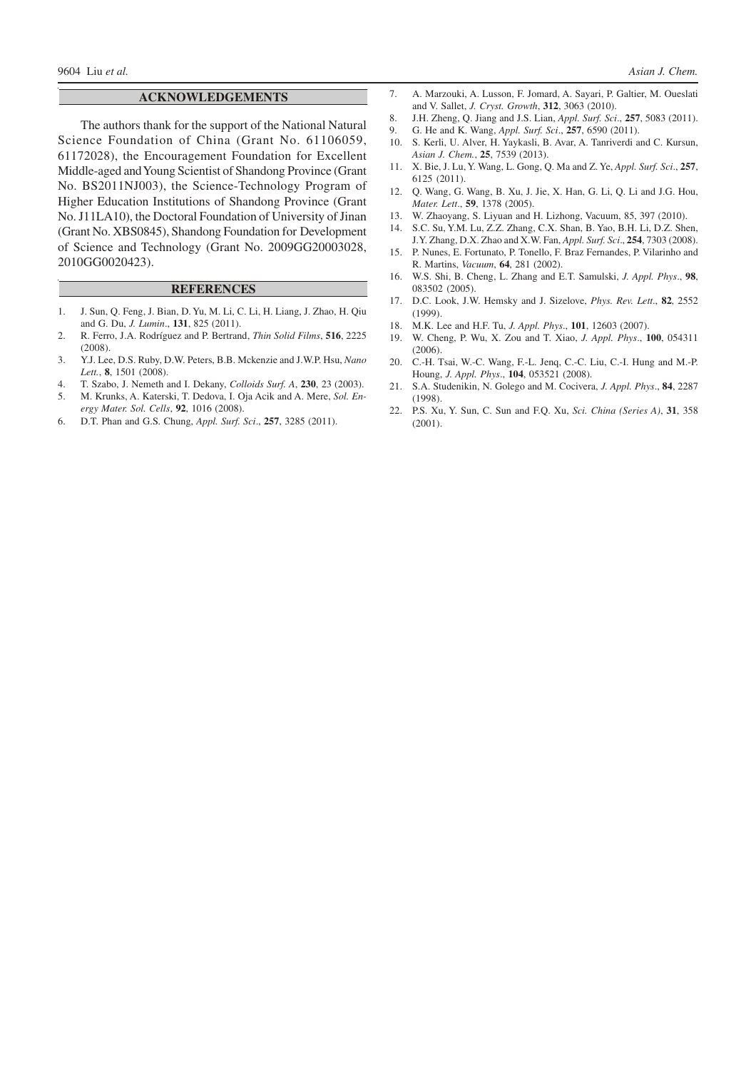## ACKNOWLEDGEMENTS

The authors thank for the support of the National Natural Science Foundation of China (Grant No. 61106059, 61172028), the Encouragement Foundation for Excellent Middle-aged and Young Scientist of Shandong Province (Grant No. BS2011NJ003), the Science-Technology Program of Higher Education Institutions of Shandong Province (Grant No. J11LA10), the Doctoral Foundation of University of Jinan (Grant No. XBS0845), Shandong Foundation for Development of Science and Technology (Grant No. 2009GG20003028, 2010GG0020423).

## REFERENCES

1. J. Sun, Q. Feng, J. Bian, D. Yu, M. Li, C. Li, H. Liang, J. Zhao, H. Qiu and G. Du, *J. Lumin*., **131**, 825 (2011).
2. R. Ferro, J.A. Rodríguez and P. Bertrand, *Thin Solid Films*, **516**, 2225 (2008).
3. Y.J. Lee, D.S. Ruby, D.W. Peters, B.B. Mckenzie and J.W.P. Hsu, *Nano Lett.*, **8**, 1501 (2008).
4. T. Szabo, J. Nemeth and I. Dekany, *Colloids Surf. A*, **230**, 23 (2003).
5. M. Krunks, A. Katerski, T. Dedova, I. Oja Acik and A. Mere, *Sol. Energy Mater. Sol. Cells*, **92**, 1016 (2008).
6. D.T. Phan and G.S. Chung, *Appl. Surf. Sci*., **257**, 3285 (2011).
7. A. Marzouki, A. Lusson, F. Jomard, A. Sayari, P. Galtier, M. Oueslati and V. Sallet, *J. Cryst. Growth*, **312**, 3063 (2010).
8. J.H. Zheng, Q. Jiang and J.S. Lian, *Appl. Surf. Sci*., **257**, 5083 (2011).
9. G. He and K. Wang, *Appl. Surf. Sci*., **257**, 6590 (2011).
10. S. Kerli, U. Alver, H. Yaykasli, B. Avar, A. Tanriverdi and C. Kursun, *Asian J. Chem.*, **25**, 7539 (2013).
11. X. Bie, J. Lu, Y. Wang, L. Gong, Q. Ma and Z. Ye, *Appl. Surf. Sci*., **257**, 6125 (2011).
12. Q. Wang, G. Wang, B. Xu, J. Jie, X. Han, G. Li, Q. Li and J.G. Hou, *Mater. Lett*., **59**, 1378 (2005).
13. W. Zhaoyang, S. Liyuan and H. Lizhong, Vacuum, 85, 397 (2010).
14. S.C. Su, Y.M. Lu, Z.Z. Zhang, C.X. Shan, B. Yao, B.H. Li, D.Z. Shen, J.Y. Zhang, D.X. Zhao and X.W. Fan, *Appl. Surf. Sci*., **254**, 7303 (2008).
15. P. Nunes, E. Fortunato, P. Tonello, F. Braz Fernandes, P. Vilarinho and R. Martins, *Vacuum*, **64**, 281 (2002).
16. W.S. Shi, B. Cheng, L. Zhang and E.T. Samulski, *J. Appl. Phys*., **98**, 083502 (2005).
17. D.C. Look, J.W. Hemsky and J. Sizelove, *Phys. Rev. Lett*., **82**, 2552 (1999).
18. M.K. Lee and H.F. Tu, *J. Appl. Phys*., **101**, 12603 (2007).
19. W. Cheng, P. Wu, X. Zou and T. Xiao, *J. Appl. Phys*., **100**, 054311 (2006).
20. C.-H. Tsai, W.-C. Wang, F.-L. Jenq, C.-C. Liu, C.-I. Hung and M.-P. Houng, *J. Appl. Phys*., **104**, 053521 (2008).
21. S.A. Studenikin, N. Golego and M. Cocivera, *J. Appl. Phys*., **84**, 2287 (1998).
22. P.S. Xu, Y. Sun, C. Sun and F.Q. Xu, *Sci. China (Series A)*, **31**, 358 (2001).